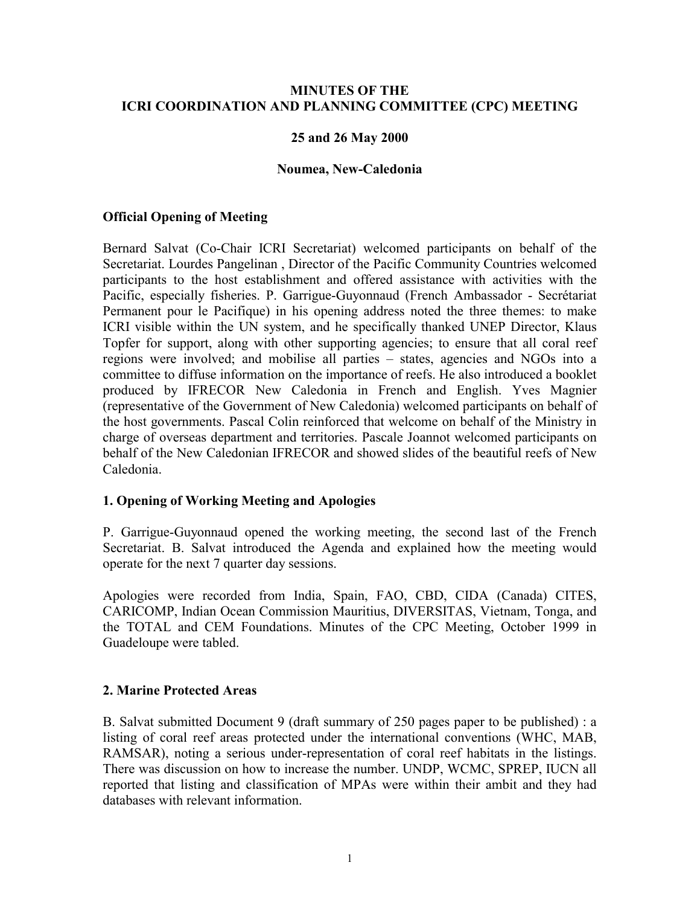# MINUTES OF THE ICRI COORDINATION AND PLANNING COMMITTEE (CPC) MEETING

**25 and 26 May 2000**

**Noumea, New-Caledonia**

## Official Opening of Meeting

Bernard Salvat (Co-Chair ICRI Secretariat) welcomed participants on behalf of the Secretariat. Lourdes Pangelinan , Director of the Pacific Community Countries welcomed participants to the host establishment and offered assistance with activities with the Pacific, especially fisheries. P. Garrigue-Guyonnaud (French Ambassador - Secrétariat Permanent pour le Pacifique) in his opening address noted the three themes: to make ICRI visible within the UN system, and he specifically thanked UNEP Director, Klaus Topfer for support, along with other supporting agencies; to ensure that all coral reef regions were involved; and mobilise all parties – states, agencies and NGOs into a committee to diffuse information on the importance of reefs. He also introduced a booklet produced by IFRECOR New Caledonia in French and English. Yves Magnier (representative of the Government of New Caledonia) welcomed participants on behalf of the host governments. Pascal Colin reinforced that welcome on behalf of the Ministry in charge of overseas department and territories. Pascale Joannot welcomed participants on behalf of the New Caledonian IFRECOR and showed slides of the beautiful reefs of New Caledonia.

## 1. Opening of Working Meeting and Apologies

P. Garrigue-Guyonnaud opened the working meeting, the second last of the French Secretariat. B. Salvat introduced the Agenda and explained how the meeting would operate for the next 7 quarter day sessions.

Apologies were recorded from India, Spain, FAO, CBD, CIDA (Canada) CITES, CARICOMP, Indian Ocean Commission Mauritius, DIVERSITAS, Vietnam, Tonga, and the TOTAL and CEM Foundations. Minutes of the CPC Meeting, October 1999 in Guadeloupe were tabled.

## 2. Marine Protected Areas

B. Salvat submitted Document 9 (draft summary of 250 pages paper to be published) : a listing of coral reef areas protected under the international conventions (WHC, MAB, RAMSAR), noting a serious under-representation of coral reef habitats in the listings. There was discussion on how to increase the number. UNDP, WCMC, SPREP, IUCN all reported that listing and classification of MPAs were within their ambit and they had databases with relevant information.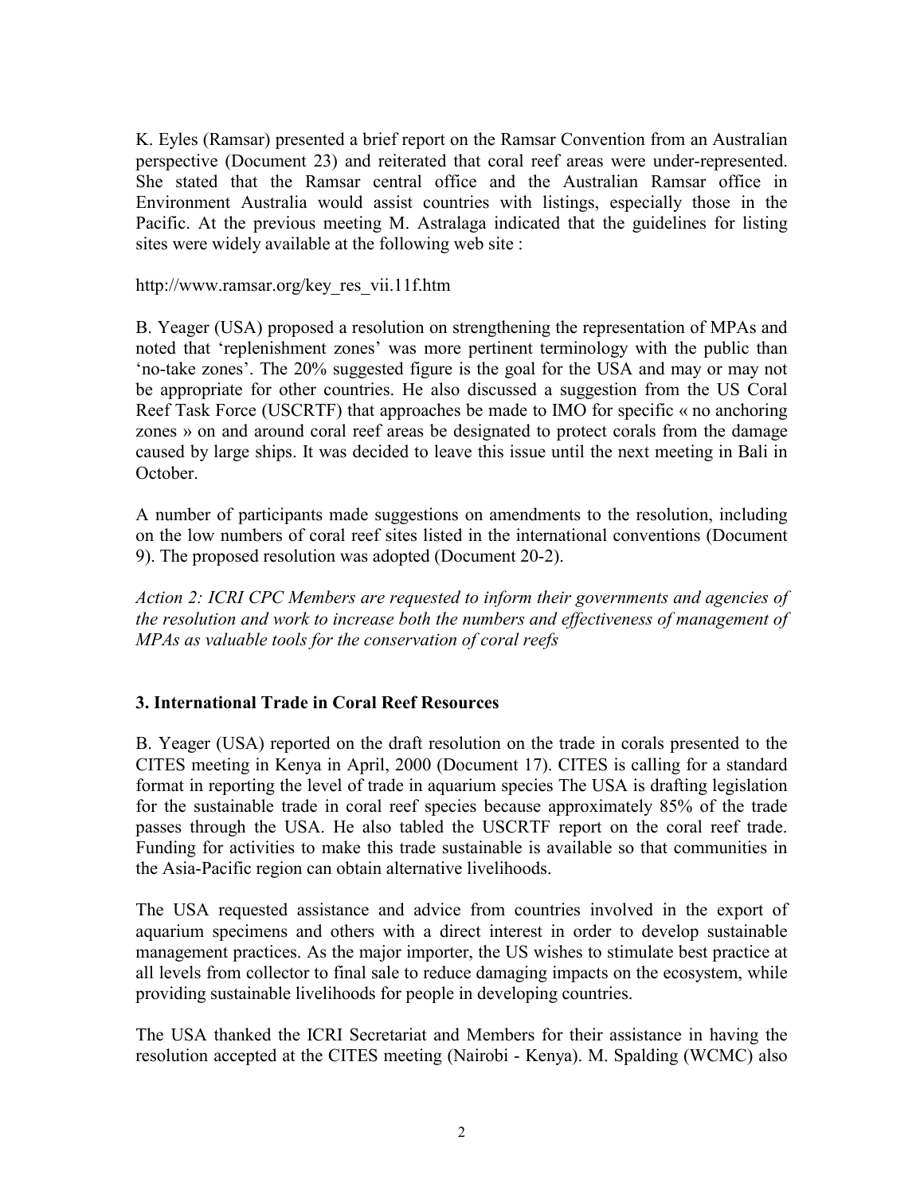K. Eyles (Ramsar) presented a brief report on the Ramsar Convention from an Australian perspective (Document 23) and reiterated that coral reef areas were under-represented. She stated that the Ramsar central office and the Australian Ramsar office in Environment Australia would assist countries with listings, especially those in the Pacific. At the previous meeting M. Astralaga indicated that the guidelines for listing sites were widely available at the following web site :

http://www.ramsar.org/key_res_vii.11f.htm

B. Yeager (USA) proposed a resolution on strengthening the representation of MPAs and noted that 'replenishment zones' was more pertinent terminology with the public than 'no-take zones'. The 20% suggested figure is the goal for the USA and may or may not be appropriate for other countries. He also discussed a suggestion from the US Coral Reef Task Force (USCRTF) that approaches be made to IMO for specific « no anchoring zones » on and around coral reef areas be designated to protect corals from the damage caused by large ships. It was decided to leave this issue until the next meeting in Bali in October.

A number of participants made suggestions on amendments to the resolution, including on the low numbers of coral reef sites listed in the international conventions (Document 9). The proposed resolution was adopted (Document 20-2).

*Action 2: ICRI CPC Members are requested to inform their governments and agencies of the resolution and work to increase both the numbers and effectiveness of management of MPAs as valuable tools for the conservation of coral reefs*

### 3. International Trade in Coral Reef Resources

B. Yeager (USA) reported on the draft resolution on the trade in corals presented to the CITES meeting in Kenya in April, 2000 (Document 17). CITES is calling for a standard format in reporting the level of trade in aquarium species The USA is drafting legislation for the sustainable trade in coral reef species because approximately 85% of the trade passes through the USA. He also tabled the USCRTF report on the coral reef trade. Funding for activities to make this trade sustainable is available so that communities in the Asia-Pacific region can obtain alternative livelihoods.

The USA requested assistance and advice from countries involved in the export of aquarium specimens and others with a direct interest in order to develop sustainable management practices. As the major importer, the US wishes to stimulate best practice at all levels from collector to final sale to reduce damaging impacts on the ecosystem, while providing sustainable livelihoods for people in developing countries.

The USA thanked the ICRI Secretariat and Members for their assistance in having the resolution accepted at the CITES meeting (Nairobi - Kenya). M. Spalding (WCMC) also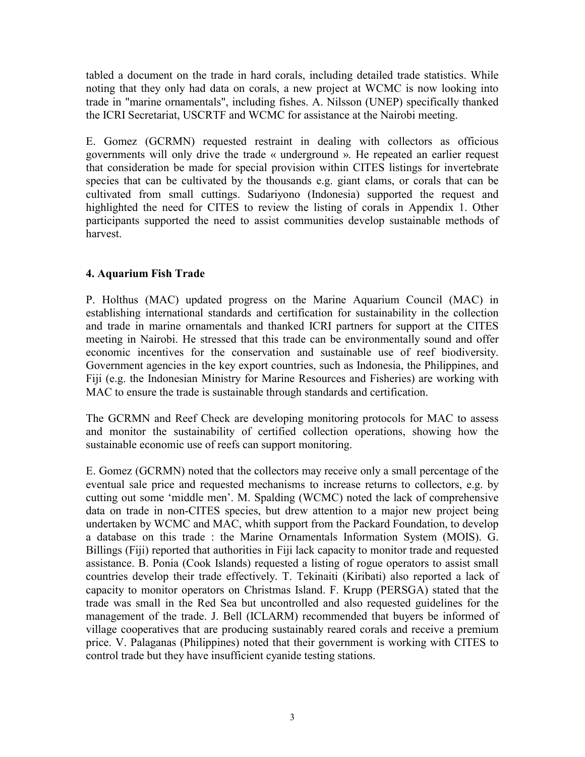tabled a document on the trade in hard corals, including detailed trade statistics. While noting that they only had data on corals, a new project at WCMC is now looking into trade in "marine ornamentals", including fishes. A. Nilsson (UNEP) specifically thanked the ICRI Secretariat, USCRTF and WCMC for assistance at the Nairobi meeting.

E. Gomez (GCRMN) requested restraint in dealing with collectors as officious governments will only drive the trade « underground ». He repeated an earlier request that consideration be made for special provision within CITES listings for invertebrate species that can be cultivated by the thousands e.g. giant clams, or corals that can be cultivated from small cuttings. Sudariyono (Indonesia) supported the request and highlighted the need for CITES to review the listing of corals in Appendix 1. Other participants supported the need to assist communities develop sustainable methods of harvest.

## 4. Aquarium Fish Trade

P. Holthus (MAC) updated progress on the Marine Aquarium Council (MAC) in establishing international standards and certification for sustainability in the collection and trade in marine ornamentals and thanked ICRI partners for support at the CITES meeting in Nairobi. He stressed that this trade can be environmentally sound and offer economic incentives for the conservation and sustainable use of reef biodiversity. Government agencies in the key export countries, such as Indonesia, the Philippines, and Fiji (e.g. the Indonesian Ministry for Marine Resources and Fisheries) are working with MAC to ensure the trade is sustainable through standards and certification.

The GCRMN and Reef Check are developing monitoring protocols for MAC to assess and monitor the sustainability of certified collection operations, showing how the sustainable economic use of reefs can support monitoring.

E. Gomez (GCRMN) noted that the collectors may receive only a small percentage of the eventual sale price and requested mechanisms to increase returns to collectors, e.g. by cutting out some 'middle men'. M. Spalding (WCMC) noted the lack of comprehensive data on trade in non-CITES species, but drew attention to a major new project being undertaken by WCMC and MAC, whith support from the Packard Foundation, to develop a database on this trade : the Marine Ornamentals Information System (MOIS). G. Billings (Fiji) reported that authorities in Fiji lack capacity to monitor trade and requested assistance. B. Ponia (Cook Islands) requested a listing of rogue operators to assist small countries develop their trade effectively. T. Tekinaiti (Kiribati) also reported a lack of capacity to monitor operators on Christmas Island. F. Krupp (PERSGA) stated that the trade was small in the Red Sea but uncontrolled and also requested guidelines for the management of the trade. J. Bell (ICLARM) recommended that buyers be informed of village cooperatives that are producing sustainably reared corals and receive a premium price. V. Palaganas (Philippines) noted that their government is working with CITES to control trade but they have insufficient cyanide testing stations.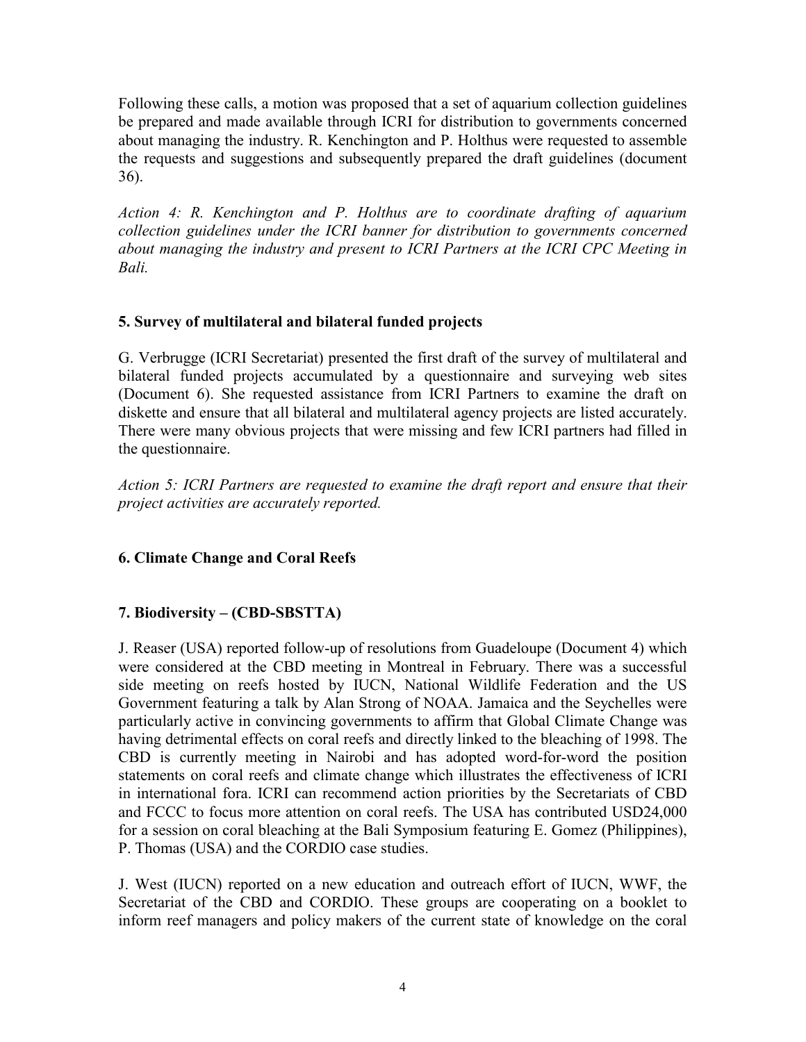Following these calls, a motion was proposed that a set of aquarium collection guidelines be prepared and made available through ICRI for distribution to governments concerned about managing the industry. R. Kenchington and P. Holthus were requested to assemble the requests and suggestions and subsequently prepared the draft guidelines (document 36).

*Action 4: R. Kenchington and P. Holthus are to coordinate drafting of aquarium collection guidelines under the ICRI banner for distribution to governments concerned about managing the industry and present to ICRI Partners at the ICRI CPC Meeting in Bali.*

## 5. Survey of multilateral and bilateral funded projects

G. Verbrugge (ICRI Secretariat) presented the first draft of the survey of multilateral and bilateral funded projects accumulated by a questionnaire and surveying web sites (Document 6). She requested assistance from ICRI Partners to examine the draft on diskette and ensure that all bilateral and multilateral agency projects are listed accurately. There were many obvious projects that were missing and few ICRI partners had filled in the questionnaire.

*Action 5: ICRI Partners are requested to examine the draft report and ensure that their project activities are accurately reported.*

## 6. Climate Change and Coral Reefs

## 7. Biodiversity – (CBD-SBSTTA)

J. Reaser (USA) reported follow-up of resolutions from Guadeloupe (Document 4) which were considered at the CBD meeting in Montreal in February. There was a successful side meeting on reefs hosted by IUCN, National Wildlife Federation and the US Government featuring a talk by Alan Strong of NOAA. Jamaica and the Seychelles were particularly active in convincing governments to affirm that Global Climate Change was having detrimental effects on coral reefs and directly linked to the bleaching of 1998. The CBD is currently meeting in Nairobi and has adopted word-for-word the position statements on coral reefs and climate change which illustrates the effectiveness of ICRI in international fora. ICRI can recommend action priorities by the Secretariats of CBD and FCCC to focus more attention on coral reefs. The USA has contributed USD24,000 for a session on coral bleaching at the Bali Symposium featuring E. Gomez (Philippines), P. Thomas (USA) and the CORDIO case studies.

J. West (IUCN) reported on a new education and outreach effort of IUCN, WWF, the Secretariat of the CBD and CORDIO. These groups are cooperating on a booklet to inform reef managers and policy makers of the current state of knowledge on the coral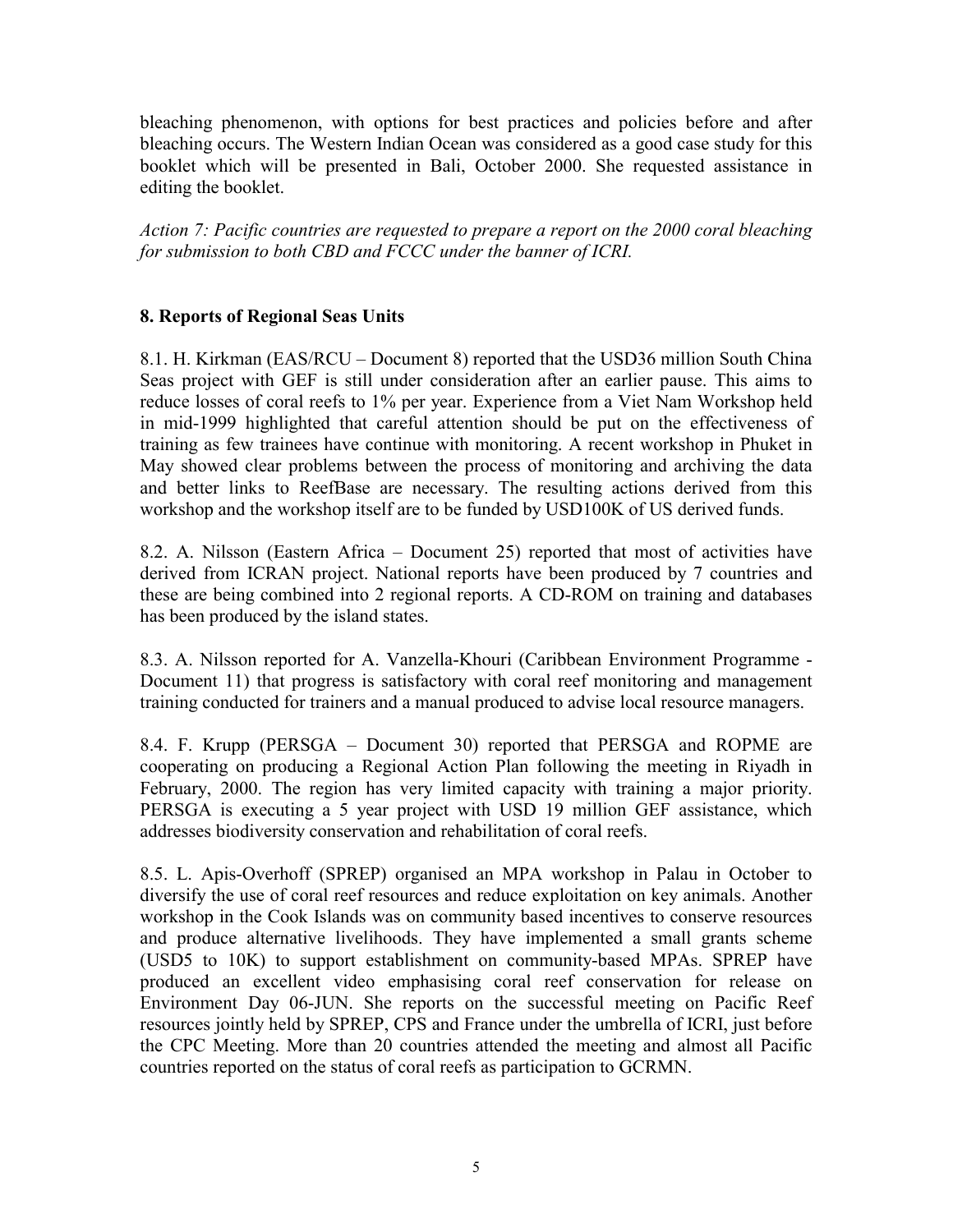bleaching phenomenon, with options for best practices and policies before and after bleaching occurs. The Western Indian Ocean was considered as a good case study for this booklet which will be presented in Bali, October 2000. She requested assistance in editing the booklet.

*Action 7: Pacific countries are requested to prepare a report on the 2000 coral bleaching for submission to both CBD and FCCC under the banner of ICRI.*

**8. Reports of Regional Seas Units**

8.1. H. Kirkman (EAS/RCU – Document 8) reported that the USD36 million South China Seas project with GEF is still under consideration after an earlier pause. This aims to reduce losses of coral reefs to 1% per year. Experience from a Viet Nam Workshop held in mid-1999 highlighted that careful attention should be put on the effectiveness of training as few trainees have continue with monitoring. A recent workshop in Phuket in May showed clear problems between the process of monitoring and archiving the data and better links to ReefBase are necessary. The resulting actions derived from this workshop and the workshop itself are to be funded by USD100K of US derived funds.

8.2. A. Nilsson (Eastern Africa – Document 25) reported that most of activities have derived from ICRAN project. National reports have been produced by 7 countries and these are being combined into 2 regional reports. A CD-ROM on training and databases has been produced by the island states.

8.3. A. Nilsson reported for A. Vanzella-Khouri (Caribbean Environment Programme - Document 11) that progress is satisfactory with coral reef monitoring and management training conducted for trainers and a manual produced to advise local resource managers.

8.4. F. Krupp (PERSGA – Document 30) reported that PERSGA and ROPME are cooperating on producing a Regional Action Plan following the meeting in Riyadh in February, 2000. The region has very limited capacity with training a major priority. PERSGA is executing a 5 year project with USD 19 million GEF assistance, which addresses biodiversity conservation and rehabilitation of coral reefs.

8.5. L. Apis-Overhoff (SPREP) organised an MPA workshop in Palau in October to diversify the use of coral reef resources and reduce exploitation on key animals. Another workshop in the Cook Islands was on community based incentives to conserve resources and produce alternative livelihoods. They have implemented a small grants scheme (USD5 to 10K) to support establishment on community-based MPAs. SPREP have produced an excellent video emphasising coral reef conservation for release on Environment Day 06-JUN. She reports on the successful meeting on Pacific Reef resources jointly held by SPREP, CPS and France under the umbrella of ICRI, just before the CPC Meeting. More than 20 countries attended the meeting and almost all Pacific countries reported on the status of coral reefs as participation to GCRMN.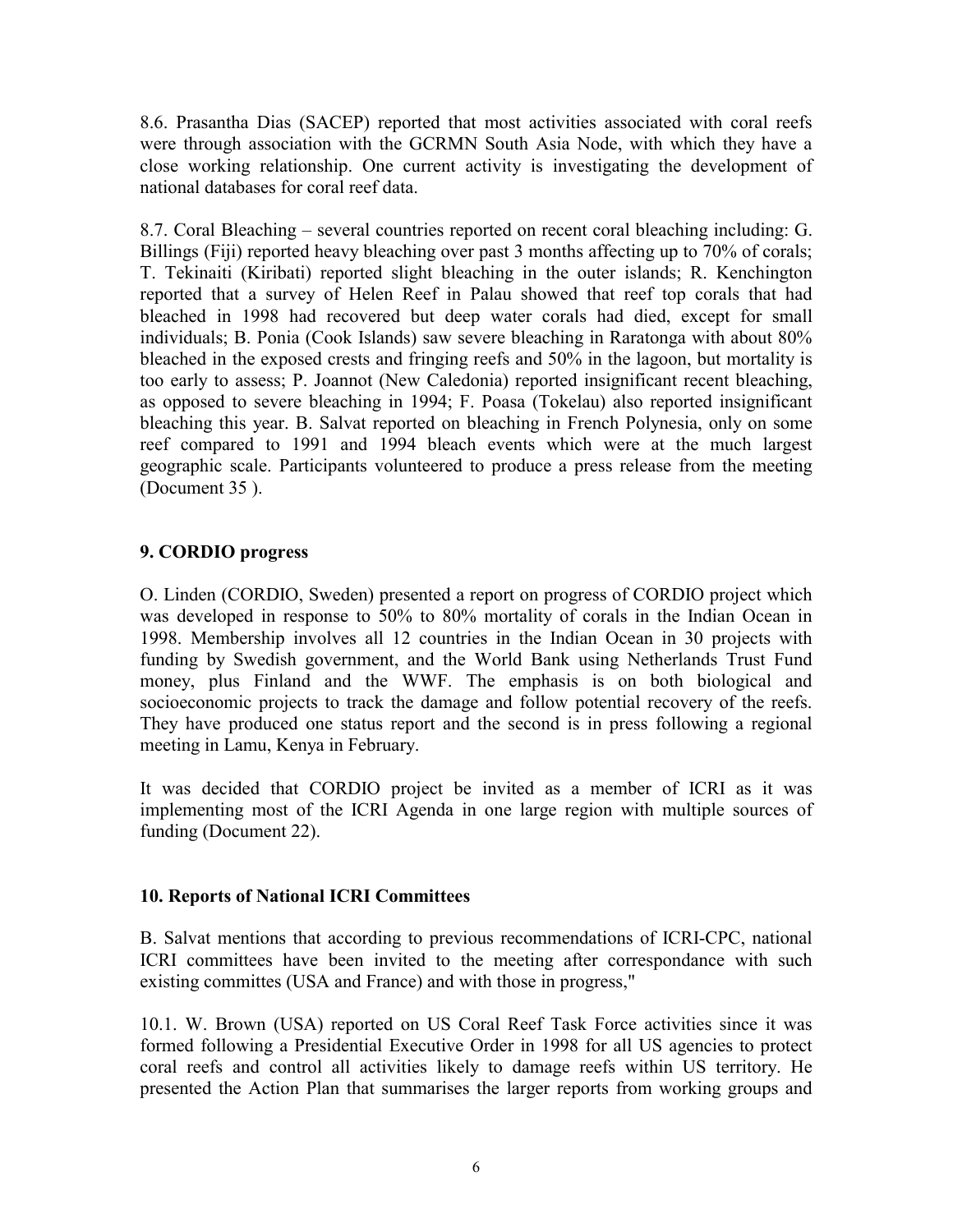8.6. Prasantha Dias (SACEP) reported that most activities associated with coral reefs were through association with the GCRMN South Asia Node, with which they have a close working relationship. One current activity is investigating the development of national databases for coral reef data.

8.7. Coral Bleaching – several countries reported on recent coral bleaching including: G. Billings (Fiji) reported heavy bleaching over past 3 months affecting up to 70% of corals; T. Tekinaiti (Kiribati) reported slight bleaching in the outer islands; R. Kenchington reported that a survey of Helen Reef in Palau showed that reef top corals that had bleached in 1998 had recovered but deep water corals had died, except for small individuals; B. Ponia (Cook Islands) saw severe bleaching in Raratonga with about 80% bleached in the exposed crests and fringing reefs and 50% in the lagoon, but mortality is too early to assess; P. Joannot (New Caledonia) reported insignificant recent bleaching, as opposed to severe bleaching in 1994; F. Poasa (Tokelau) also reported insignificant bleaching this year. B. Salvat reported on bleaching in French Polynesia, only on some reef compared to 1991 and 1994 bleach events which were at the much largest geographic scale. Participants volunteered to produce a press release from the meeting (Document 35 ).

## 9. CORDIO progress

O. Linden (CORDIO, Sweden) presented a report on progress of CORDIO project which was developed in response to 50% to 80% mortality of corals in the Indian Ocean in 1998. Membership involves all 12 countries in the Indian Ocean in 30 projects with funding by Swedish government, and the World Bank using Netherlands Trust Fund money, plus Finland and the WWF. The emphasis is on both biological and socioeconomic projects to track the damage and follow potential recovery of the reefs. They have produced one status report and the second is in press following a regional meeting in Lamu, Kenya in February.

It was decided that CORDIO project be invited as a member of ICRI as it was implementing most of the ICRI Agenda in one large region with multiple sources of funding (Document 22).

## 10. Reports of National ICRI Committees

B. Salvat mentions that according to previous recommendations of ICRI-CPC, national ICRI committees have been invited to the meeting after correspondance with such existing committes (USA and France) and with those in progress,"

10.1. W. Brown (USA) reported on US Coral Reef Task Force activities since it was formed following a Presidential Executive Order in 1998 for all US agencies to protect coral reefs and control all activities likely to damage reefs within US territory. He presented the Action Plan that summarises the larger reports from working groups and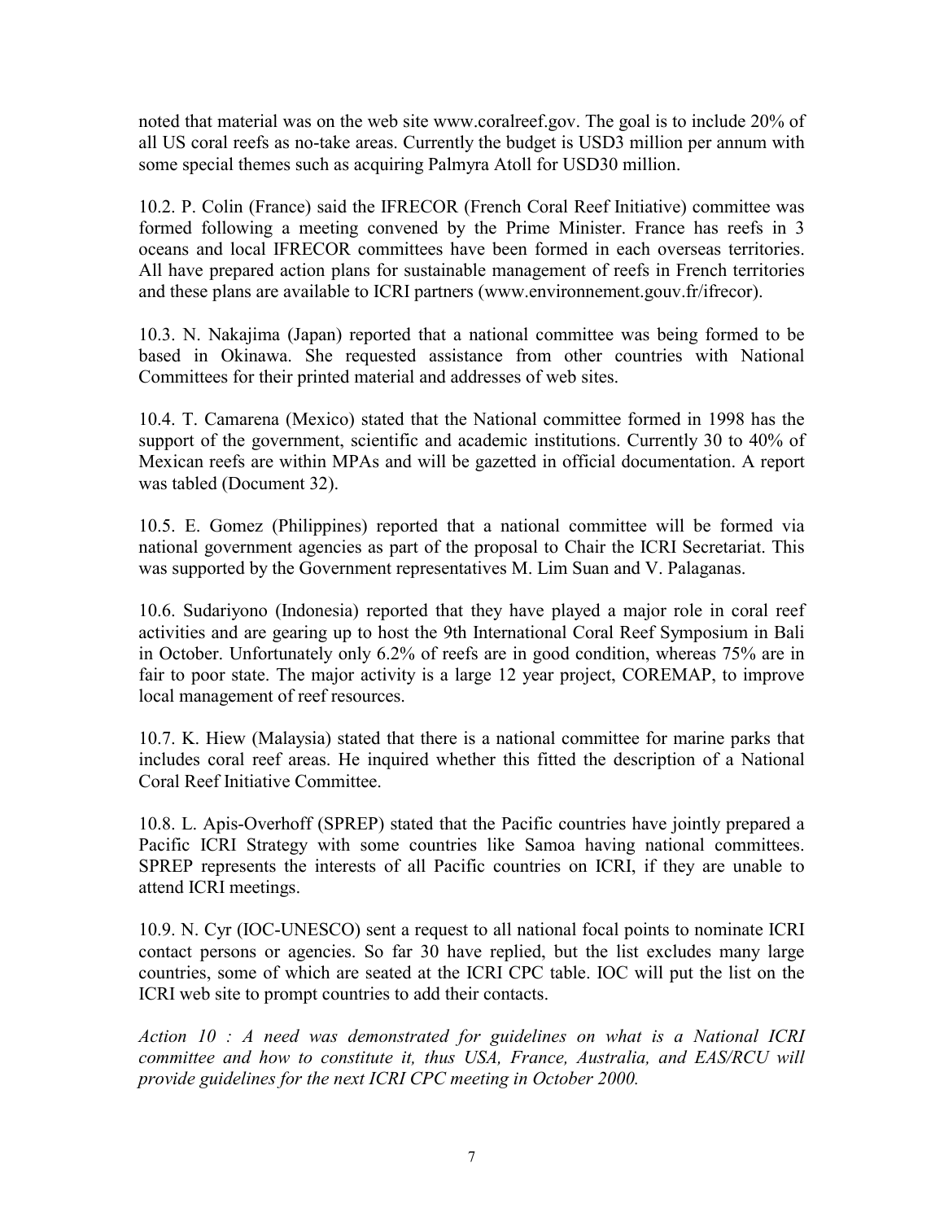noted that material was on the web site www.coralreef.gov. The goal is to include 20% of all US coral reefs as no-take areas. Currently the budget is USD3 million per annum with some special themes such as acquiring Palmyra Atoll for USD30 million.

10.2. P. Colin (France) said the IFRECOR (French Coral Reef Initiative) committee was formed following a meeting convened by the Prime Minister. France has reefs in 3 oceans and local IFRECOR committees have been formed in each overseas territories. All have prepared action plans for sustainable management of reefs in French territories and these plans are available to ICRI partners (www.environnement.gouv.fr/ifrecor).

10.3. N. Nakajima (Japan) reported that a national committee was being formed to be based in Okinawa. She requested assistance from other countries with National Committees for their printed material and addresses of web sites.

10.4. T. Camarena (Mexico) stated that the National committee formed in 1998 has the support of the government, scientific and academic institutions. Currently 30 to 40% of Mexican reefs are within MPAs and will be gazetted in official documentation. A report was tabled (Document 32).

10.5. E. Gomez (Philippines) reported that a national committee will be formed via national government agencies as part of the proposal to Chair the ICRI Secretariat. This was supported by the Government representatives M. Lim Suan and V. Palaganas.

10.6. Sudariyono (Indonesia) reported that they have played a major role in coral reef activities and are gearing up to host the 9th International Coral Reef Symposium in Bali in October. Unfortunately only 6.2% of reefs are in good condition, whereas 75% are in fair to poor state. The major activity is a large 12 year project, COREMAP, to improve local management of reef resources.

10.7. K. Hiew (Malaysia) stated that there is a national committee for marine parks that includes coral reef areas. He inquired whether this fitted the description of a National Coral Reef Initiative Committee.

10.8. L. Apis-Overhoff (SPREP) stated that the Pacific countries have jointly prepared a Pacific ICRI Strategy with some countries like Samoa having national committees. SPREP represents the interests of all Pacific countries on ICRI, if they are unable to attend ICRI meetings.

10.9. N. Cyr (IOC-UNESCO) sent a request to all national focal points to nominate ICRI contact persons or agencies. So far 30 have replied, but the list excludes many large countries, some of which are seated at the ICRI CPC table. IOC will put the list on the ICRI web site to prompt countries to add their contacts.

*Action 10 : A need was demonstrated for guidelines on what is a National ICRI committee and how to constitute it, thus USA, France, Australia, and EAS/RCU will provide guidelines for the next ICRI CPC meeting in October 2000.*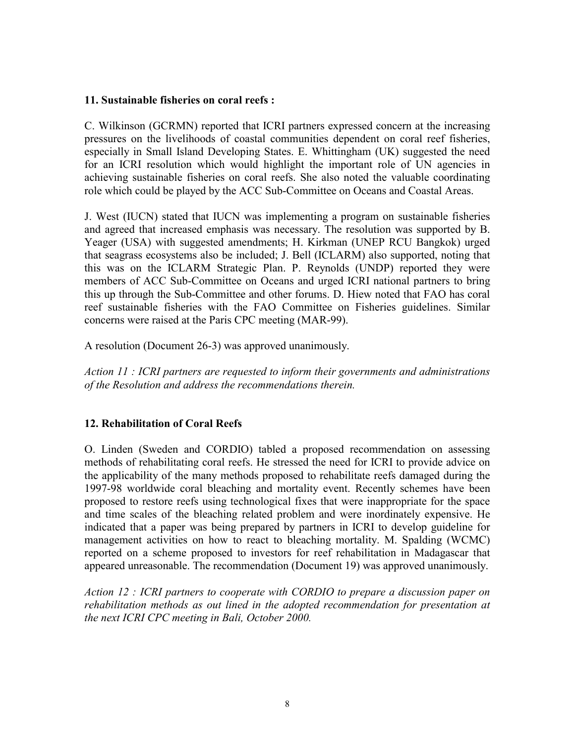**11. Sustainable fisheries on coral reefs :**

C. Wilkinson (GCRMN) reported that ICRI partners expressed concern at the increasing pressures on the livelihoods of coastal communities dependent on coral reef fisheries, especially in Small Island Developing States. E. Whittingham (UK) suggested the need for an ICRI resolution which would highlight the important role of UN agencies in achieving sustainable fisheries on coral reefs. She also noted the valuable coordinating role which could be played by the ACC Sub-Committee on Oceans and Coastal Areas.

J. West (IUCN) stated that IUCN was implementing a program on sustainable fisheries and agreed that increased emphasis was necessary. The resolution was supported by B. Yeager (USA) with suggested amendments; H. Kirkman (UNEP RCU Bangkok) urged that seagrass ecosystems also be included; J. Bell (ICLARM) also supported, noting that this was on the ICLARM Strategic Plan. P. Reynolds (UNDP) reported they were members of ACC Sub-Committee on Oceans and urged ICRI national partners to bring this up through the Sub-Committee and other forums. D. Hiew noted that FAO has coral reef sustainable fisheries with the FAO Committee on Fisheries guidelines. Similar concerns were raised at the Paris CPC meeting (MAR-99).

A resolution (Document 26-3) was approved unanimously.

*Action 11 : ICRI partners are requested to inform their governments and administrations of the Resolution and address the recommendations therein.*

**12. Rehabilitation of Coral Reefs**

O. Linden (Sweden and CORDIO) tabled a proposed recommendation on assessing methods of rehabilitating coral reefs. He stressed the need for ICRI to provide advice on the applicability of the many methods proposed to rehabilitate reefs damaged during the 1997-98 worldwide coral bleaching and mortality event. Recently schemes have been proposed to restore reefs using technological fixes that were inappropriate for the space and time scales of the bleaching related problem and were inordinately expensive. He indicated that a paper was being prepared by partners in ICRI to develop guideline for management activities on how to react to bleaching mortality. M. Spalding (WCMC) reported on a scheme proposed to investors for reef rehabilitation in Madagascar that appeared unreasonable. The recommendation (Document 19) was approved unanimously.

*Action 12 : ICRI partners to cooperate with CORDIO to prepare a discussion paper on rehabilitation methods as out lined in the adopted recommendation for presentation at the next ICRI CPC meeting in Bali, October 2000.*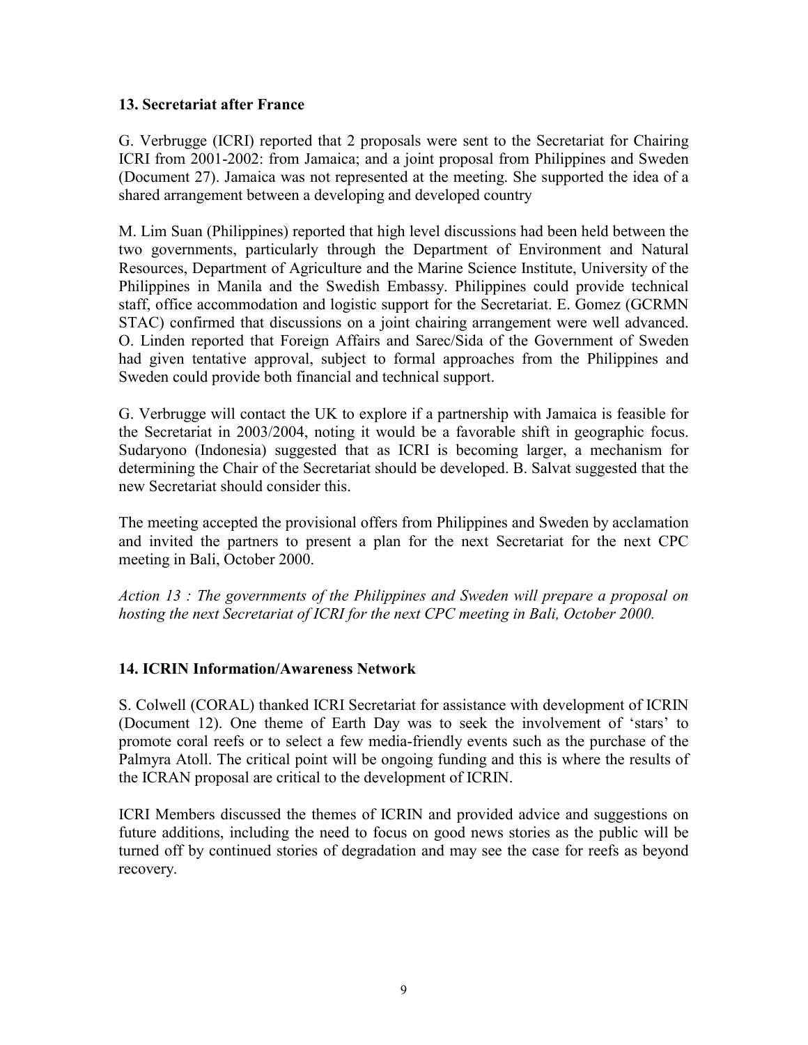## 13. Secretariat after France

G. Verbrugge (ICRI) reported that 2 proposals were sent to the Secretariat for Chairing ICRI from 2001-2002: from Jamaica; and a joint proposal from Philippines and Sweden (Document 27). Jamaica was not represented at the meeting. She supported the idea of a shared arrangement between a developing and developed country

M. Lim Suan (Philippines) reported that high level discussions had been held between the two governments, particularly through the Department of Environment and Natural Resources, Department of Agriculture and the Marine Science Institute, University of the Philippines in Manila and the Swedish Embassy. Philippines could provide technical staff, office accommodation and logistic support for the Secretariat. E. Gomez (GCRMN STAC) confirmed that discussions on a joint chairing arrangement were well advanced. O. Linden reported that Foreign Affairs and Sarec/Sida of the Government of Sweden had given tentative approval, subject to formal approaches from the Philippines and Sweden could provide both financial and technical support.

G. Verbrugge will contact the UK to explore if a partnership with Jamaica is feasible for the Secretariat in 2003/2004, noting it would be a favorable shift in geographic focus. Sudaryono (Indonesia) suggested that as ICRI is becoming larger, a mechanism for determining the Chair of the Secretariat should be developed. B. Salvat suggested that the new Secretariat should consider this.

The meeting accepted the provisional offers from Philippines and Sweden by acclamation and invited the partners to present a plan for the next Secretariat for the next CPC meeting in Bali, October 2000.

*Action 13 : The governments of the Philippines and Sweden will prepare a proposal on hosting the next Secretariat of ICRI for the next CPC meeting in Bali, October 2000.*

## 14. ICRIN Information/Awareness Network

S. Colwell (CORAL) thanked ICRI Secretariat for assistance with development of ICRIN (Document 12). One theme of Earth Day was to seek the involvement of 'stars' to promote coral reefs or to select a few media-friendly events such as the purchase of the Palmyra Atoll. The critical point will be ongoing funding and this is where the results of the ICRAN proposal are critical to the development of ICRIN.

ICRI Members discussed the themes of ICRIN and provided advice and suggestions on future additions, including the need to focus on good news stories as the public will be turned off by continued stories of degradation and may see the case for reefs as beyond recovery.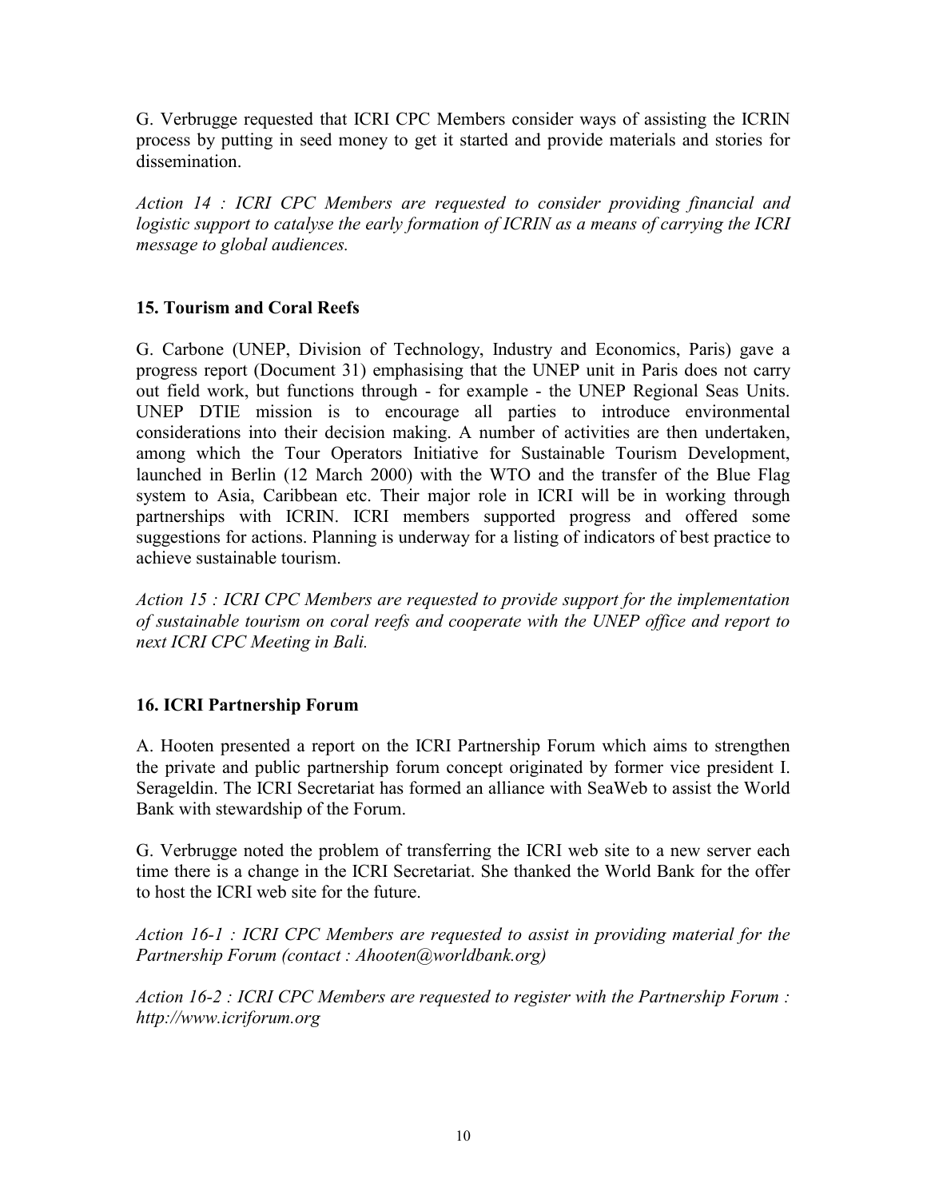G. Verbrugge requested that ICRI CPC Members consider ways of assisting the ICRIN process by putting in seed money to get it started and provide materials and stories for dissemination.

*Action 14 : ICRI CPC Members are requested to consider providing financial and logistic support to catalyse the early formation of ICRIN as a means of carrying the ICRI message to global audiences.*

## 15. Tourism and Coral Reefs

G. Carbone (UNEP, Division of Technology, Industry and Economics, Paris) gave a progress report (Document 31) emphasising that the UNEP unit in Paris does not carry out field work, but functions through - for example - the UNEP Regional Seas Units. UNEP DTIE mission is to encourage all parties to introduce environmental considerations into their decision making. A number of activities are then undertaken, among which the Tour Operators Initiative for Sustainable Tourism Development, launched in Berlin (12 March 2000) with the WTO and the transfer of the Blue Flag system to Asia, Caribbean etc. Their major role in ICRI will be in working through partnerships with ICRIN. ICRI members supported progress and offered some suggestions for actions. Planning is underway for a listing of indicators of best practice to achieve sustainable tourism.

*Action 15 : ICRI CPC Members are requested to provide support for the implementation of sustainable tourism on coral reefs and cooperate with the UNEP office and report to next ICRI CPC Meeting in Bali.*

## 16. ICRI Partnership Forum

A. Hooten presented a report on the ICRI Partnership Forum which aims to strengthen the private and public partnership forum concept originated by former vice president I. Serageldin. The ICRI Secretariat has formed an alliance with SeaWeb to assist the World Bank with stewardship of the Forum.

G. Verbrugge noted the problem of transferring the ICRI web site to a new server each time there is a change in the ICRI Secretariat. She thanked the World Bank for the offer to host the ICRI web site for the future.

*Action 16-1 : ICRI CPC Members are requested to assist in providing material for the Partnership Forum (contact : Ahooten@worldbank.org)*

*Action 16-2 : ICRI CPC Members are requested to register with the Partnership Forum : http://www.icriforum.org*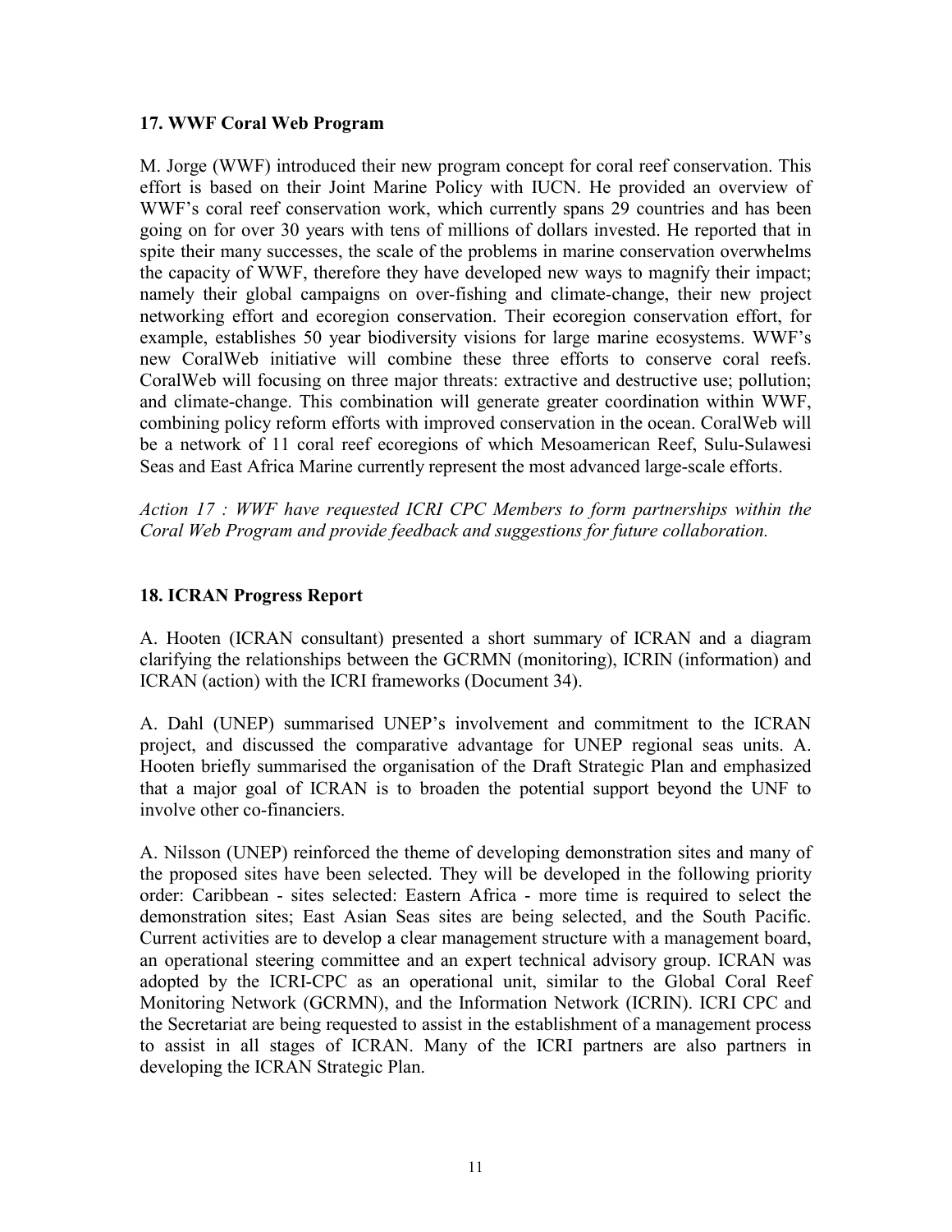### 17. WWF Coral Web Program

M. Jorge (WWF) introduced their new program concept for coral reef conservation. This effort is based on their Joint Marine Policy with IUCN. He provided an overview of WWF's coral reef conservation work, which currently spans 29 countries and has been going on for over 30 years with tens of millions of dollars invested. He reported that in spite their many successes, the scale of the problems in marine conservation overwhelms the capacity of WWF, therefore they have developed new ways to magnify their impact; namely their global campaigns on over-fishing and climate-change, their new project networking effort and ecoregion conservation. Their ecoregion conservation effort, for example, establishes 50 year biodiversity visions for large marine ecosystems. WWF's new CoralWeb initiative will combine these three efforts to conserve coral reefs. CoralWeb will focusing on three major threats: extractive and destructive use; pollution; and climate-change. This combination will generate greater coordination within WWF, combining policy reform efforts with improved conservation in the ocean. CoralWeb will be a network of 11 coral reef ecoregions of which Mesoamerican Reef, Sulu-Sulawesi Seas and East Africa Marine currently represent the most advanced large-scale efforts.

*Action 17 : WWF have requested ICRI CPC Members to form partnerships within the Coral Web Program and provide feedback and suggestions for future collaboration.*

### 18. ICRAN Progress Report

A. Hooten (ICRAN consultant) presented a short summary of ICRAN and a diagram clarifying the relationships between the GCRMN (monitoring), ICRIN (information) and ICRAN (action) with the ICRI frameworks (Document 34).

A. Dahl (UNEP) summarised UNEP's involvement and commitment to the ICRAN project, and discussed the comparative advantage for UNEP regional seas units. A. Hooten briefly summarised the organisation of the Draft Strategic Plan and emphasized that a major goal of ICRAN is to broaden the potential support beyond the UNF to involve other co-financiers.

A. Nilsson (UNEP) reinforced the theme of developing demonstration sites and many of the proposed sites have been selected. They will be developed in the following priority order: Caribbean - sites selected: Eastern Africa - more time is required to select the demonstration sites; East Asian Seas sites are being selected, and the South Pacific. Current activities are to develop a clear management structure with a management board, an operational steering committee and an expert technical advisory group. ICRAN was adopted by the ICRI-CPC as an operational unit, similar to the Global Coral Reef Monitoring Network (GCRMN), and the Information Network (ICRIN). ICRI CPC and the Secretariat are being requested to assist in the establishment of a management process to assist in all stages of ICRAN. Many of the ICRI partners are also partners in developing the ICRAN Strategic Plan.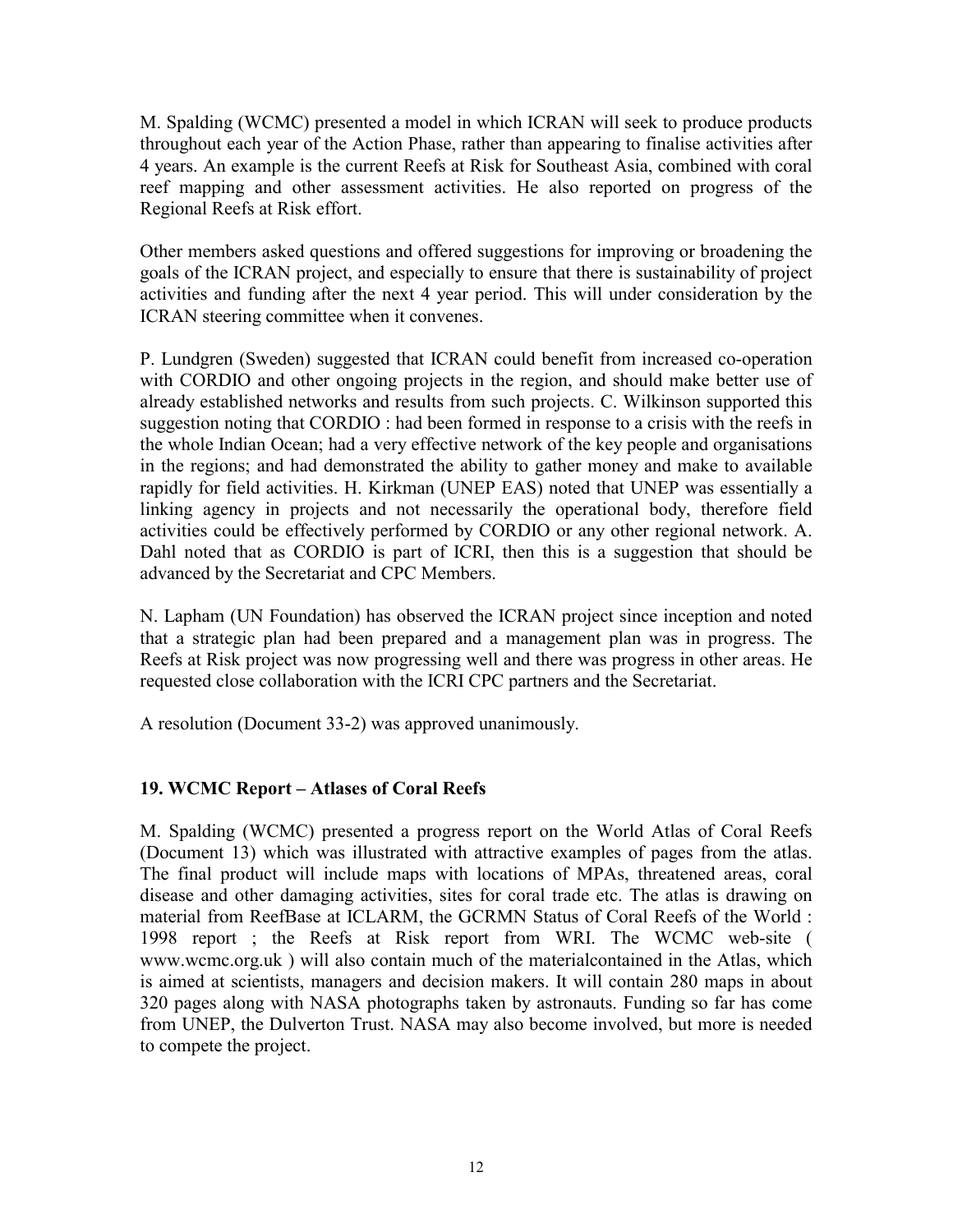M. Spalding (WCMC) presented a model in which ICRAN will seek to produce products throughout each year of the Action Phase, rather than appearing to finalise activities after 4 years. An example is the current Reefs at Risk for Southeast Asia, combined with coral reef mapping and other assessment activities. He also reported on progress of the Regional Reefs at Risk effort.

Other members asked questions and offered suggestions for improving or broadening the goals of the ICRAN project, and especially to ensure that there is sustainability of project activities and funding after the next 4 year period. This will under consideration by the ICRAN steering committee when it convenes.

P. Lundgren (Sweden) suggested that ICRAN could benefit from increased co-operation with CORDIO and other ongoing projects in the region, and should make better use of already established networks and results from such projects. C. Wilkinson supported this suggestion noting that CORDIO : had been formed in response to a crisis with the reefs in the whole Indian Ocean; had a very effective network of the key people and organisations in the regions; and had demonstrated the ability to gather money and make to available rapidly for field activities. H. Kirkman (UNEP EAS) noted that UNEP was essentially a linking agency in projects and not necessarily the operational body, therefore field activities could be effectively performed by CORDIO or any other regional network. A. Dahl noted that as CORDIO is part of ICRI, then this is a suggestion that should be advanced by the Secretariat and CPC Members.

N. Lapham (UN Foundation) has observed the ICRAN project since inception and noted that a strategic plan had been prepared and a management plan was in progress. The Reefs at Risk project was now progressing well and there was progress in other areas. He requested close collaboration with the ICRI CPC partners and the Secretariat.

A resolution (Document 33-2) was approved unanimously.

## 19. WCMC Report – Atlases of Coral Reefs

M. Spalding (WCMC) presented a progress report on the World Atlas of Coral Reefs (Document 13) which was illustrated with attractive examples of pages from the atlas. The final product will include maps with locations of MPAs, threatened areas, coral disease and other damaging activities, sites for coral trade etc. The atlas is drawing on material from ReefBase at ICLARM, the GCRMN Status of Coral Reefs of the World : 1998 report ; the Reefs at Risk report from WRI. The WCMC web-site ( www.wcmc.org.uk ) will also contain much of the materialcontained in the Atlas, which is aimed at scientists, managers and decision makers. It will contain 280 maps in about 320 pages along with NASA photographs taken by astronauts. Funding so far has come from UNEP, the Dulverton Trust. NASA may also become involved, but more is needed to compete the project.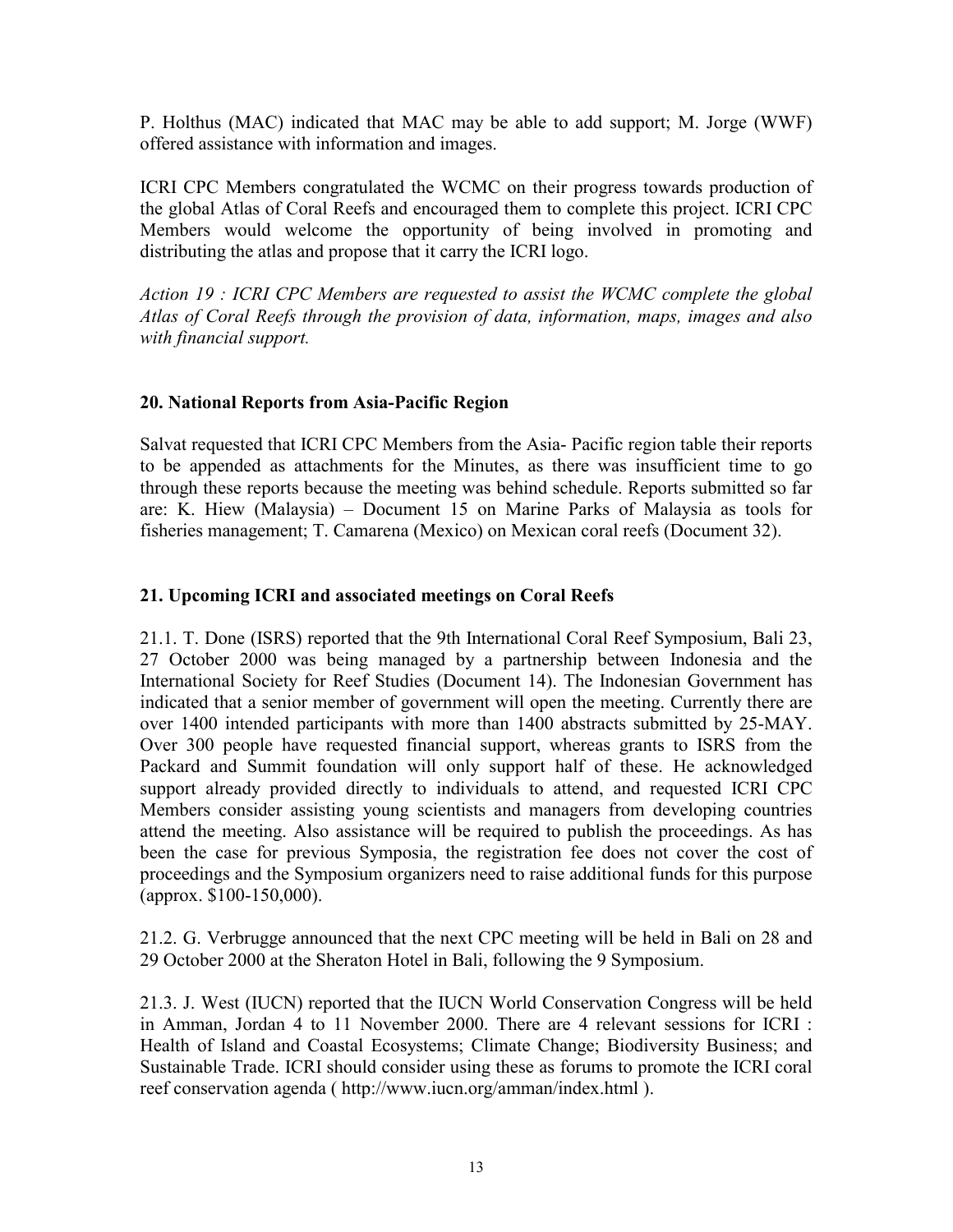P. Holthus (MAC) indicated that MAC may be able to add support; M. Jorge (WWF) offered assistance with information and images.

ICRI CPC Members congratulated the WCMC on their progress towards production of the global Atlas of Coral Reefs and encouraged them to complete this project. ICRI CPC Members would welcome the opportunity of being involved in promoting and distributing the atlas and propose that it carry the ICRI logo.

*Action 19 : ICRI CPC Members are requested to assist the WCMC complete the global Atlas of Coral Reefs through the provision of data, information, maps, images and also with financial support.*

**20. National Reports from Asia-Pacific Region**

Salvat requested that ICRI CPC Members from the Asia- Pacific region table their reports to be appended as attachments for the Minutes, as there was insufficient time to go through these reports because the meeting was behind schedule. Reports submitted so far are: K. Hiew (Malaysia) – Document 15 on Marine Parks of Malaysia as tools for fisheries management; T. Camarena (Mexico) on Mexican coral reefs (Document 32).

**21. Upcoming ICRI and associated meetings on Coral Reefs**

21.1. T. Done (ISRS) reported that the 9th International Coral Reef Symposium, Bali 23, 27 October 2000 was being managed by a partnership between Indonesia and the International Society for Reef Studies (Document 14). The Indonesian Government has indicated that a senior member of government will open the meeting. Currently there are over 1400 intended participants with more than 1400 abstracts submitted by 25-MAY. Over 300 people have requested financial support, whereas grants to ISRS from the Packard and Summit foundation will only support half of these. He acknowledged support already provided directly to individuals to attend, and requested ICRI CPC Members consider assisting young scientists and managers from developing countries attend the meeting. Also assistance will be required to publish the proceedings. As has been the case for previous Symposia, the registration fee does not cover the cost of proceedings and the Symposium organizers need to raise additional funds for this purpose (approx. $100-150,000).

21.2. G. Verbrugge announced that the next CPC meeting will be held in Bali on 28 and 29 October 2000 at the Sheraton Hotel in Bali, following the 9 Symposium.

21.3. J. West (IUCN) reported that the IUCN World Conservation Congress will be held in Amman, Jordan 4 to 11 November 2000. There are 4 relevant sessions for ICRI : Health of Island and Coastal Ecosystems; Climate Change; Biodiversity Business; and Sustainable Trade. ICRI should consider using these as forums to promote the ICRI coral reef conservation agenda ( http://www.iucn.org/amman/index.html ).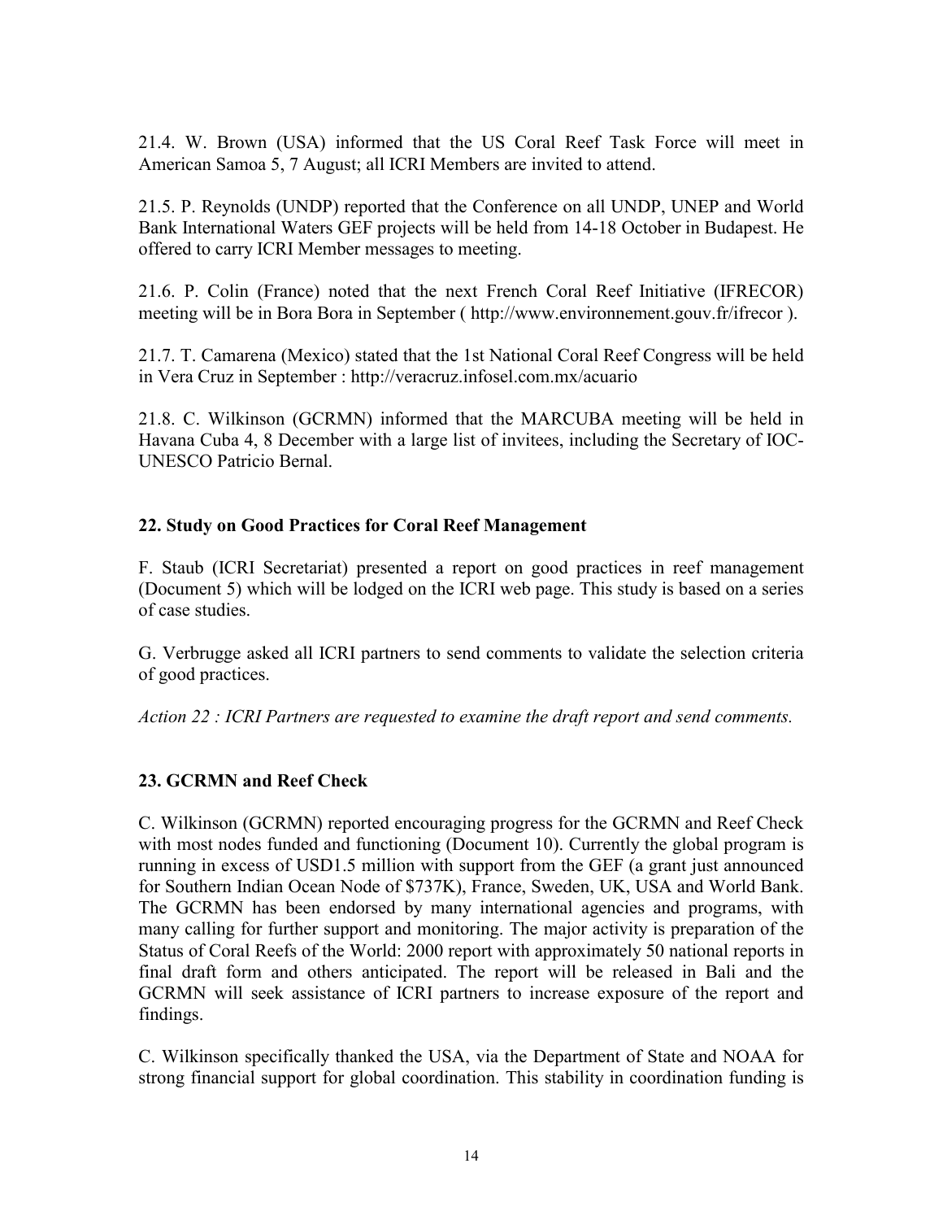21.4. W. Brown (USA) informed that the US Coral Reef Task Force will meet in American Samoa 5, 7 August; all ICRI Members are invited to attend.

21.5. P. Reynolds (UNDP) reported that the Conference on all UNDP, UNEP and World Bank International Waters GEF projects will be held from 14-18 October in Budapest. He offered to carry ICRI Member messages to meeting.

21.6. P. Colin (France) noted that the next French Coral Reef Initiative (IFRECOR) meeting will be in Bora Bora in September ( http://www.environnement.gouv.fr/ifrecor ).

21.7. T. Camarena (Mexico) stated that the 1st National Coral Reef Congress will be held in Vera Cruz in September : http://veracruz.infosel.com.mx/acuario

21.8. C. Wilkinson (GCRMN) informed that the MARCUBA meeting will be held in Havana Cuba 4, 8 December with a large list of invitees, including the Secretary of IOC-UNESCO Patricio Bernal.

## 22. Study on Good Practices for Coral Reef Management

F. Staub (ICRI Secretariat) presented a report on good practices in reef management (Document 5) which will be lodged on the ICRI web page. This study is based on a series of case studies.

G. Verbrugge asked all ICRI partners to send comments to validate the selection criteria of good practices.

*Action 22 : ICRI Partners are requested to examine the draft report and send comments.*

## 23. GCRMN and Reef Check

C. Wilkinson (GCRMN) reported encouraging progress for the GCRMN and Reef Check with most nodes funded and functioning (Document 10). Currently the global program is running in excess of USD1.5 million with support from the GEF (a grant just announced for Southern Indian Ocean Node of $737K), France, Sweden, UK, USA and World Bank. The GCRMN has been endorsed by many international agencies and programs, with many calling for further support and monitoring. The major activity is preparation of the Status of Coral Reefs of the World: 2000 report with approximately 50 national reports in final draft form and others anticipated. The report will be released in Bali and the GCRMN will seek assistance of ICRI partners to increase exposure of the report and findings.

C. Wilkinson specifically thanked the USA, via the Department of State and NOAA for strong financial support for global coordination. This stability in coordination funding is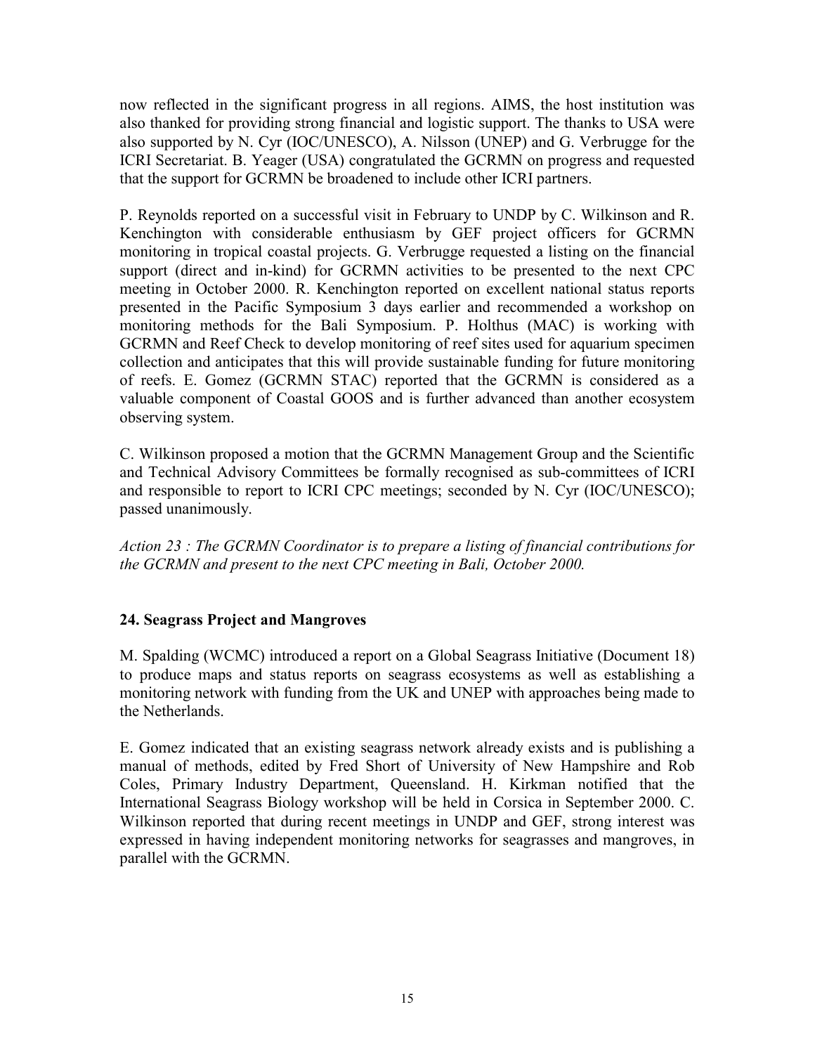now reflected in the significant progress in all regions. AIMS, the host institution was also thanked for providing strong financial and logistic support. The thanks to USA were also supported by N. Cyr (IOC/UNESCO), A. Nilsson (UNEP) and G. Verbrugge for the ICRI Secretariat. B. Yeager (USA) congratulated the GCRMN on progress and requested that the support for GCRMN be broadened to include other ICRI partners.

P. Reynolds reported on a successful visit in February to UNDP by C. Wilkinson and R. Kenchington with considerable enthusiasm by GEF project officers for GCRMN monitoring in tropical coastal projects. G. Verbrugge requested a listing on the financial support (direct and in-kind) for GCRMN activities to be presented to the next CPC meeting in October 2000. R. Kenchington reported on excellent national status reports presented in the Pacific Symposium 3 days earlier and recommended a workshop on monitoring methods for the Bali Symposium. P. Holthus (MAC) is working with GCRMN and Reef Check to develop monitoring of reef sites used for aquarium specimen collection and anticipates that this will provide sustainable funding for future monitoring of reefs. E. Gomez (GCRMN STAC) reported that the GCRMN is considered as a valuable component of Coastal GOOS and is further advanced than another ecosystem observing system.

C. Wilkinson proposed a motion that the GCRMN Management Group and the Scientific and Technical Advisory Committees be formally recognised as sub-committees of ICRI and responsible to report to ICRI CPC meetings; seconded by N. Cyr (IOC/UNESCO); passed unanimously.

*Action 23 : The GCRMN Coordinator is to prepare a listing of financial contributions for the GCRMN and present to the next CPC meeting in Bali, October 2000.*

## 24. Seagrass Project and Mangroves

M. Spalding (WCMC) introduced a report on a Global Seagrass Initiative (Document 18) to produce maps and status reports on seagrass ecosystems as well as establishing a monitoring network with funding from the UK and UNEP with approaches being made to the Netherlands.

E. Gomez indicated that an existing seagrass network already exists and is publishing a manual of methods, edited by Fred Short of University of New Hampshire and Rob Coles, Primary Industry Department, Queensland. H. Kirkman notified that the International Seagrass Biology workshop will be held in Corsica in September 2000. C. Wilkinson reported that during recent meetings in UNDP and GEF, strong interest was expressed in having independent monitoring networks for seagrasses and mangroves, in parallel with the GCRMN.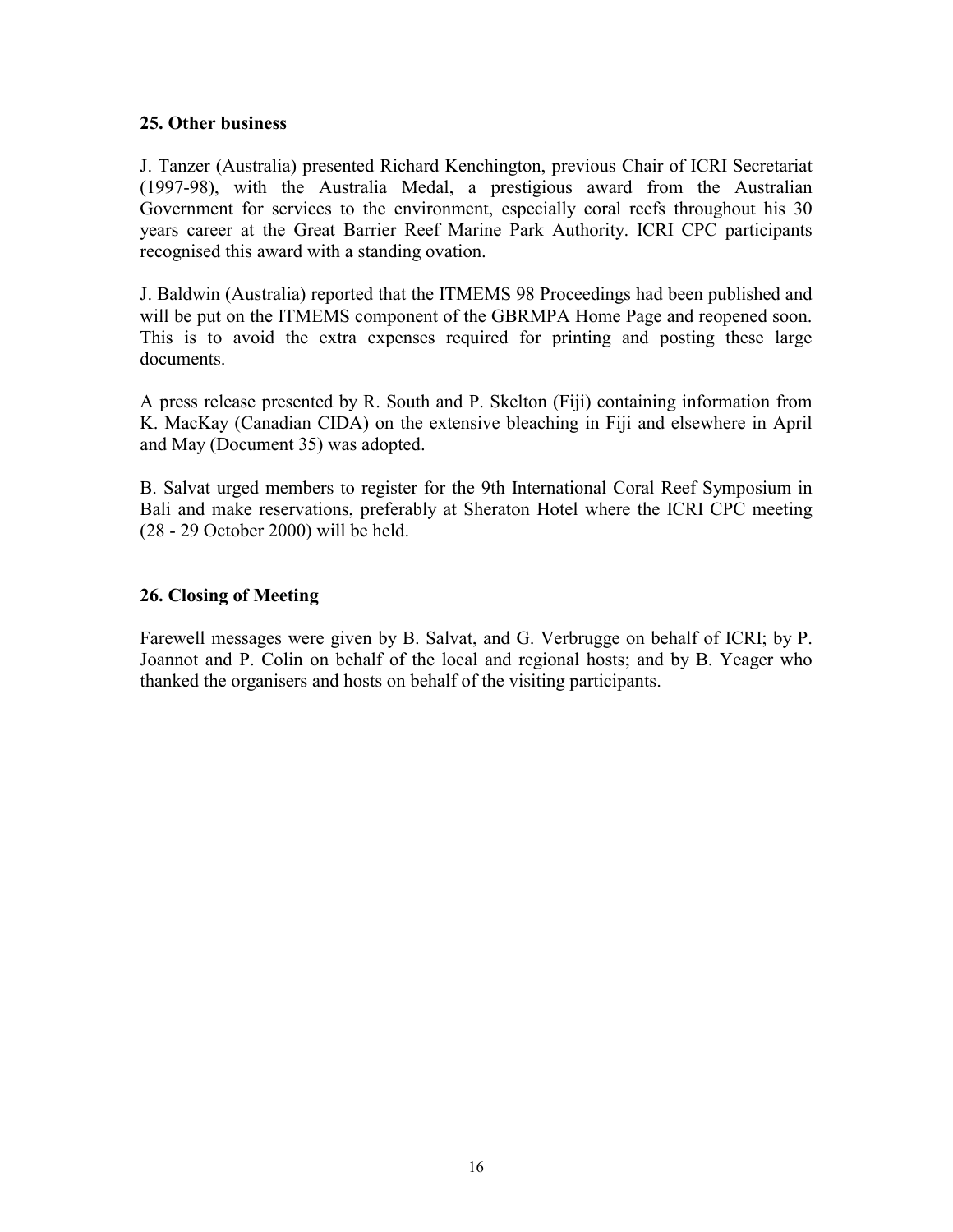### 25. Other business

J. Tanzer (Australia) presented Richard Kenchington, previous Chair of ICRI Secretariat (1997-98), with the Australia Medal, a prestigious award from the Australian Government for services to the environment, especially coral reefs throughout his 30 years career at the Great Barrier Reef Marine Park Authority. ICRI CPC participants recognised this award with a standing ovation.

J. Baldwin (Australia) reported that the ITMEMS 98 Proceedings had been published and will be put on the ITMEMS component of the GBRMPA Home Page and reopened soon. This is to avoid the extra expenses required for printing and posting these large documents.

A press release presented by R. South and P. Skelton (Fiji) containing information from K. MacKay (Canadian CIDA) on the extensive bleaching in Fiji and elsewhere in April and May (Document 35) was adopted.

B. Salvat urged members to register for the 9th International Coral Reef Symposium in Bali and make reservations, preferably at Sheraton Hotel where the ICRI CPC meeting (28 - 29 October 2000) will be held.

### 26. Closing of Meeting

Farewell messages were given by B. Salvat, and G. Verbrugge on behalf of ICRI; by P. Joannot and P. Colin on behalf of the local and regional hosts; and by B. Yeager who thanked the organisers and hosts on behalf of the visiting participants.